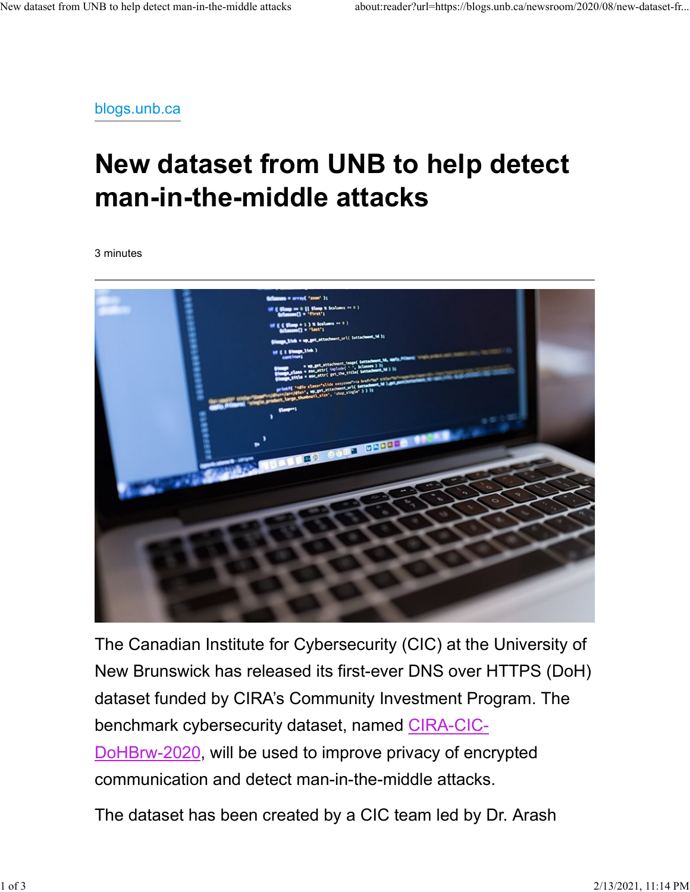blogs.unb.ca

# New dataset from UNB to help detect man-in-the-middle attacks

3 minutes

---

The Canadian Institute for Cybersecurity (CIC) at the University of New Brunswick has released its first-ever DNS over HTTPS (DoH) dataset funded by CIRA's Community Investment Program. The benchmark cybersecurity dataset, named CIRA-CIC-DoHBrw-2020, will be used to improve privacy of encrypted communication and detect man-in-the-middle attacks.

The dataset has been created by a CIC team led by Dr. Arash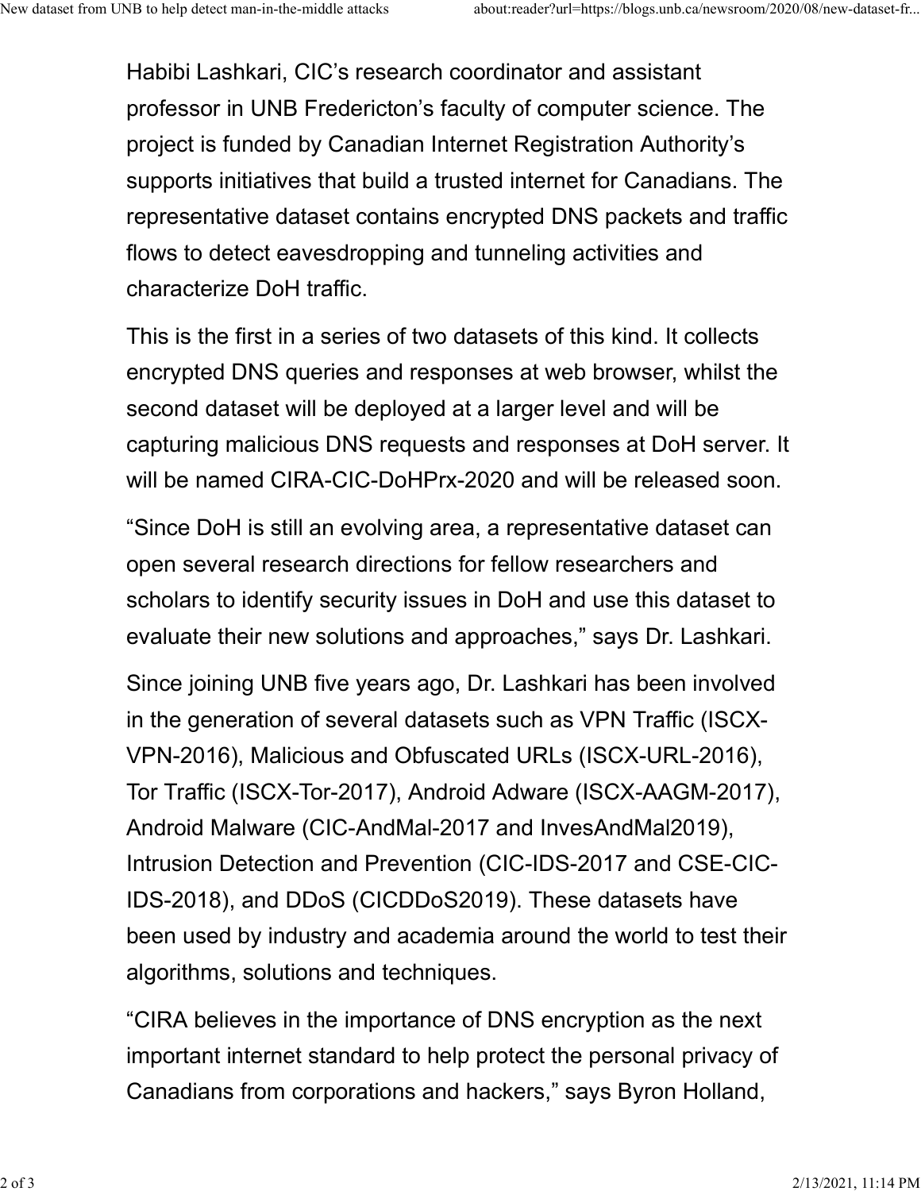Habibi Lashkari, CIC's research coordinator and assistant professor in UNB Fredericton's faculty of computer science. The project is funded by Canadian Internet Registration Authority's supports initiatives that build a trusted internet for Canadians. The representative dataset contains encrypted DNS packets and traffic flows to detect eavesdropping and tunneling activities and characterize DoH traffic.

This is the first in a series of two datasets of this kind. It collects encrypted DNS queries and responses at web browser, whilst the second dataset will be deployed at a larger level and will be capturing malicious DNS requests and responses at DoH server. It will be named CIRA-CIC-DoHPrx-2020 and will be released soon.

"Since DoH is still an evolving area, a representative dataset can open several research directions for fellow researchers and scholars to identify security issues in DoH and use this dataset to evaluate their new solutions and approaches," says Dr. Lashkari.

Since joining UNB five years ago, Dr. Lashkari has been involved in the generation of several datasets such as VPN Traffic (ISCX-VPN-2016), Malicious and Obfuscated URLs (ISCX-URL-2016), Tor Traffic (ISCX-Tor-2017), Android Adware (ISCX-AAGM-2017), Android Malware (CIC-AndMal-2017 and InvesAndMal2019), Intrusion Detection and Prevention (CIC-IDS-2017 and CSE-CIC-IDS-2018), and DDoS (CICDDoS2019). These datasets have been used by industry and academia around the world to test their algorithms, solutions and techniques.

"CIRA believes in the importance of DNS encryption as the next important internet standard to help protect the personal privacy of Canadians from corporations and hackers," says Byron Holland,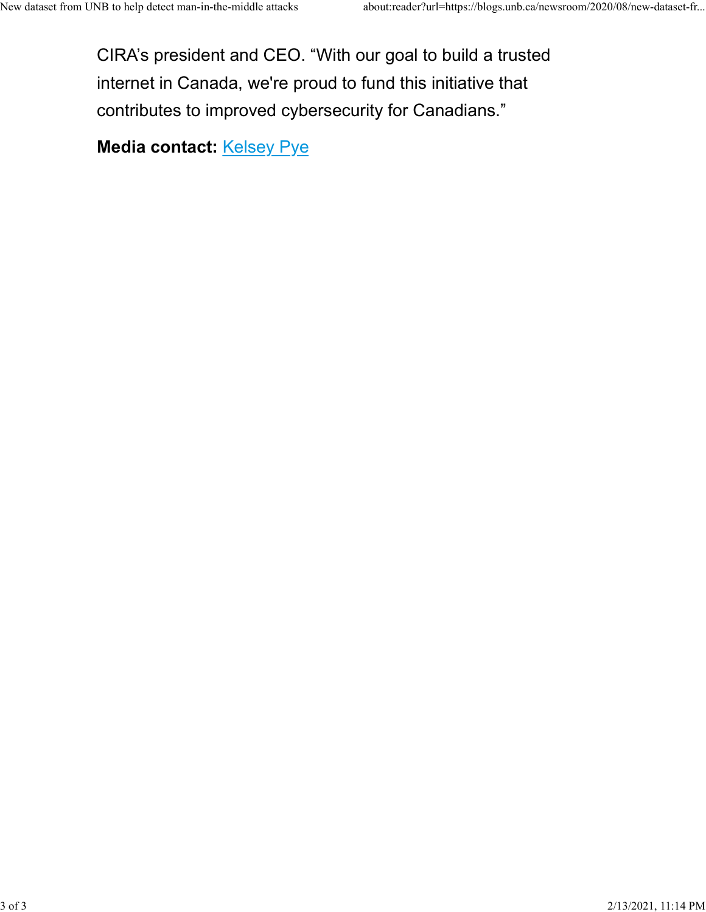CIRA's president and CEO. "With our goal to build a trusted internet in Canada, we're proud to fund this initiative that contributes to improved cybersecurity for Canadians."

**Media contact:** Kelsey Pye